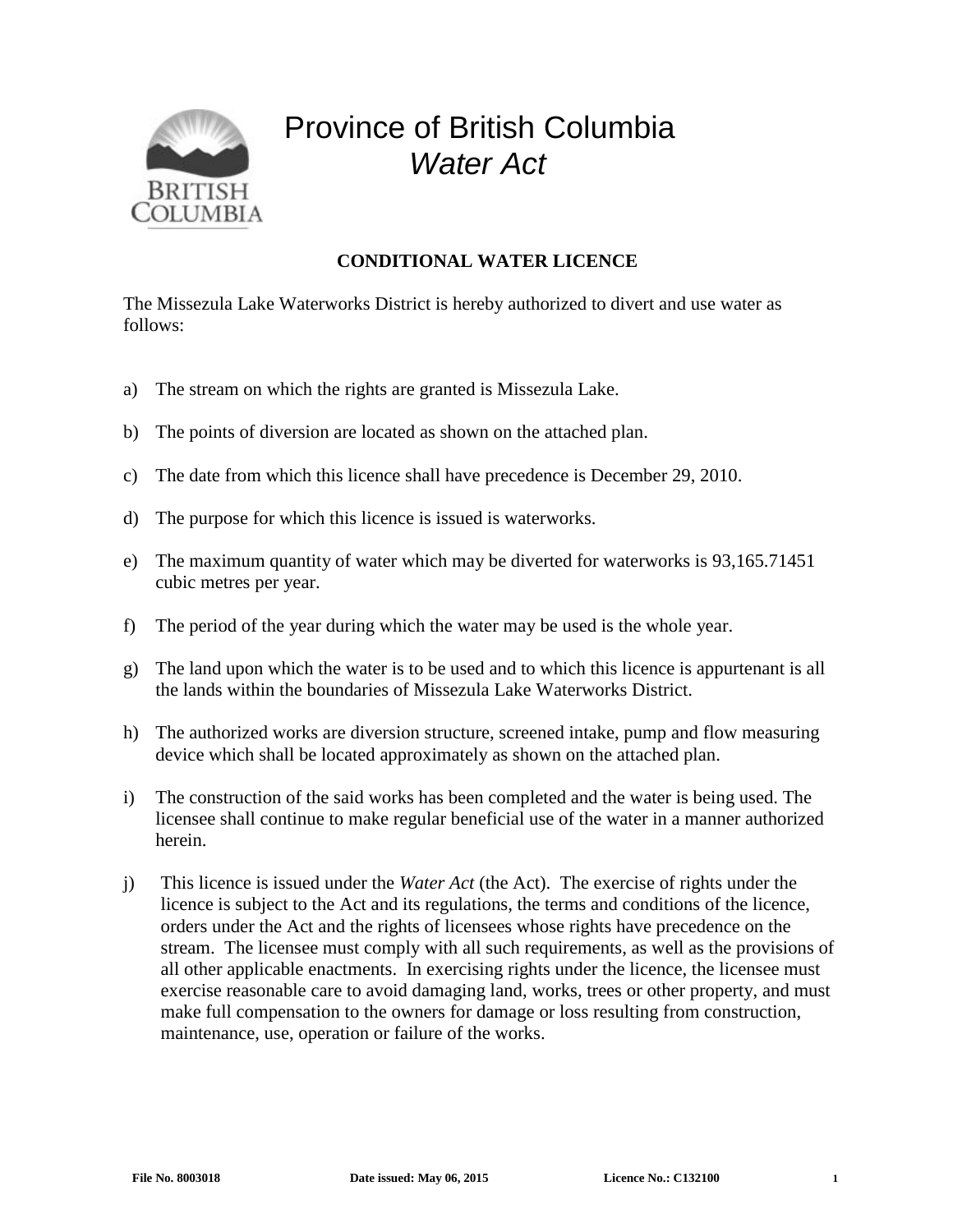# Province of British Columbia
## *Water Act*

### CONDITIONAL WATER LICENCE

The Missezula Lake Waterworks District is hereby authorized to divert and use water as follows:

a) The stream on which the rights are granted is Missezula Lake.

b) The points of diversion are located as shown on the attached plan.

c) The date from which this licence shall have precedence is December 29, 2010.

d) The purpose for which this licence is issued is waterworks.

e) The maximum quantity of water which may be diverted for waterworks is 93,165.71451 cubic metres per year.

f) The period of the year during which the water may be used is the whole year.

g) The land upon which the water is to be used and to which this licence is appurtenant is all the lands within the boundaries of Missezula Lake Waterworks District.

h) The authorized works are diversion structure, screened intake, pump and flow measuring device which shall be located approximately as shown on the attached plan.

i) The construction of the said works has been completed and the water is being used. The licensee shall continue to make regular beneficial use of the water in a manner authorized herein.

j) This licence is issued under the *Water Act* (the Act). The exercise of rights under the licence is subject to the Act and its regulations, the terms and conditions of the licence, orders under the Act and the rights of licensees whose rights have precedence on the stream. The licensee must comply with all such requirements, as well as the provisions of all other applicable enactments. In exercising rights under the licence, the licensee must exercise reasonable care to avoid damaging land, works, trees or other property, and must make full compensation to the owners for damage or loss resulting from construction, maintenance, use, operation or failure of the works.

**File No. 8003018** **Date issued: May 06, 2015** **Licence No.: C132100**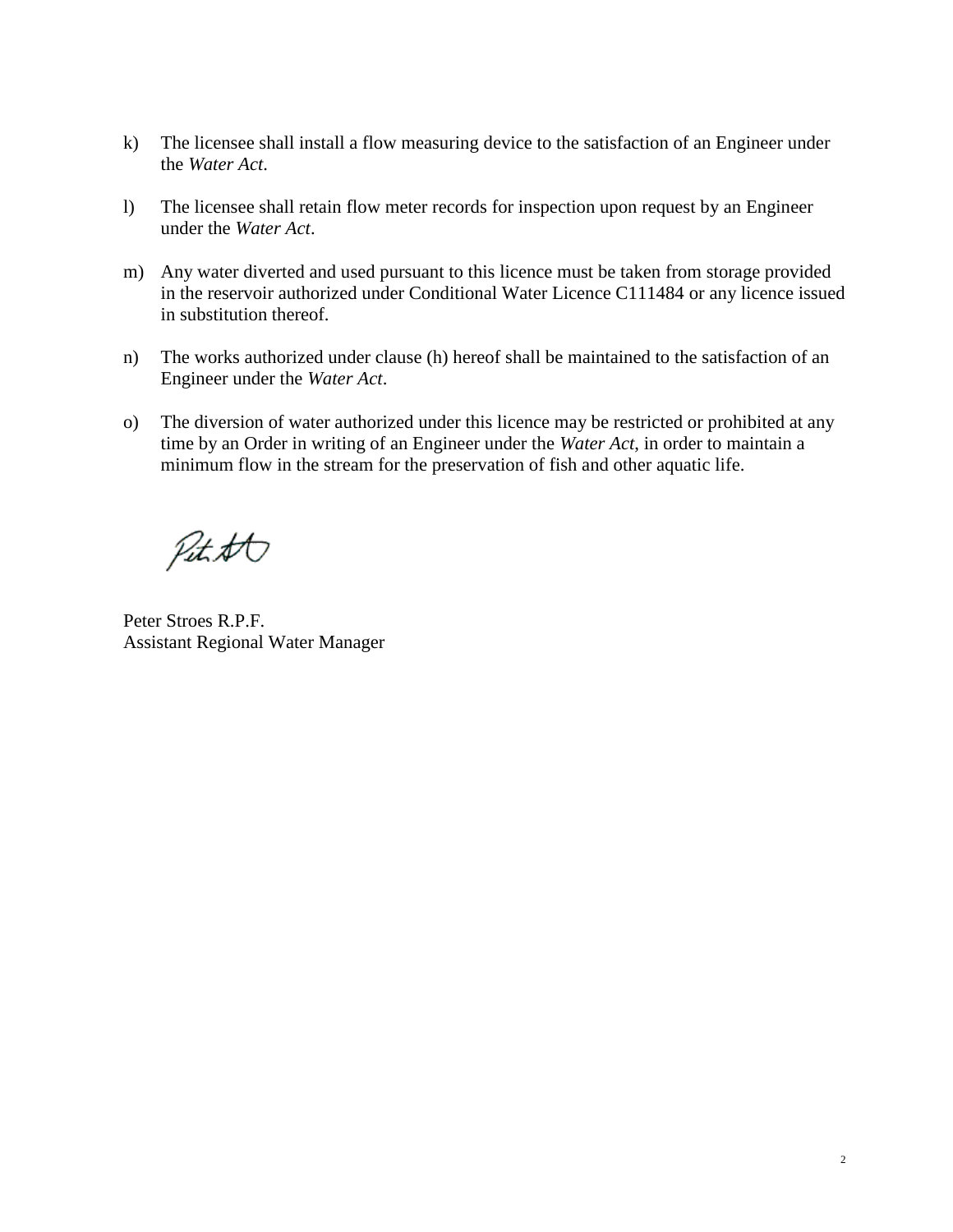k) The licensee shall install a flow measuring device to the satisfaction of an Engineer under the *Water Act*.

l) The licensee shall retain flow meter records for inspection upon request by an Engineer under the *Water Act*.

m) Any water diverted and used pursuant to this licence must be taken from storage provided in the reservoir authorized under Conditional Water Licence C111484 or any licence issued in substitution thereof.

n) The works authorized under clause (h) hereof shall be maintained to the satisfaction of an Engineer under the *Water Act*.

o) The diversion of water authorized under this licence may be restricted or prohibited at any time by an Order in writing of an Engineer under the *Water Act*, in order to maintain a minimum flow in the stream for the preservation of fish and other aquatic life.

Peter Stroes R.P.F.
Assistant Regional Water Manager